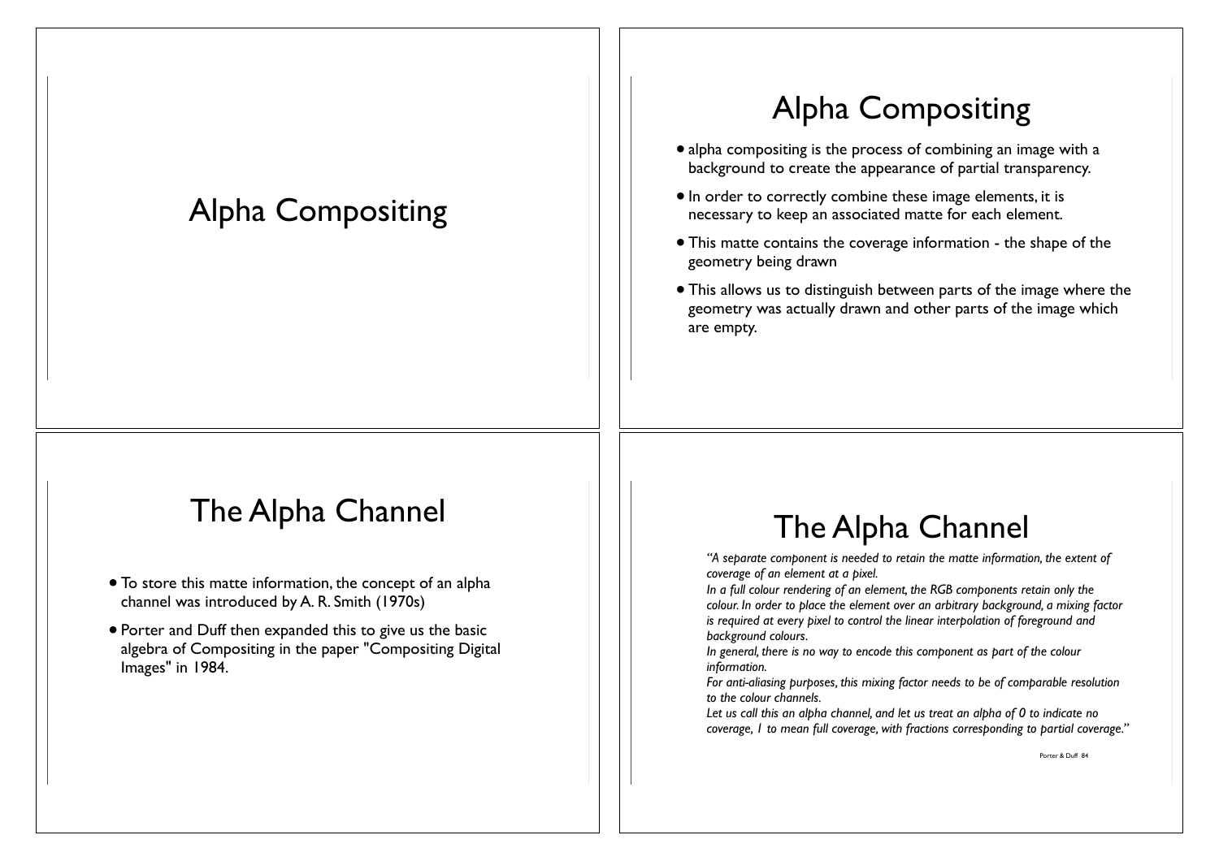# Alpha Compositing

## Alpha Compositing

- alpha compositing is the process of combining an image with a background to create the appearance of partial transparency.
- In order to correctly combine these image elements, it is necessary to keep an associated matte for each element.
- This matte contains the coverage information - the shape of the geometry being drawn
- This allows us to distinguish between parts of the image where the geometry was actually drawn and other parts of the image which are empty.

## The Alpha Channel

- To store this matte information, the concept of an alpha channel was introduced by A. R. Smith (1970s)
- Porter and Duff then expanded this to give us the basic algebra of Compositing in the paper "Compositing Digital Images" in 1984.

## The Alpha Channel

*"A separate component is needed to retain the matte information, the extent of coverage of an element at a pixel.*
*In a full colour rendering of an element, the RGB components retain only the colour. In order to place the element over an arbitrary background, a mixing factor is required at every pixel to control the linear interpolation of foreground and background colours.*
*In general, there is no way to encode this component as part of the colour information.*
*For anti-aliasing purposes, this mixing factor needs to be of comparable resolution to the colour channels.*
*Let us call this an alpha channel, and let us treat an alpha of 0 to indicate no coverage, 1 to mean full coverage, with fractions corresponding to partial coverage."*

Porter & Duff 84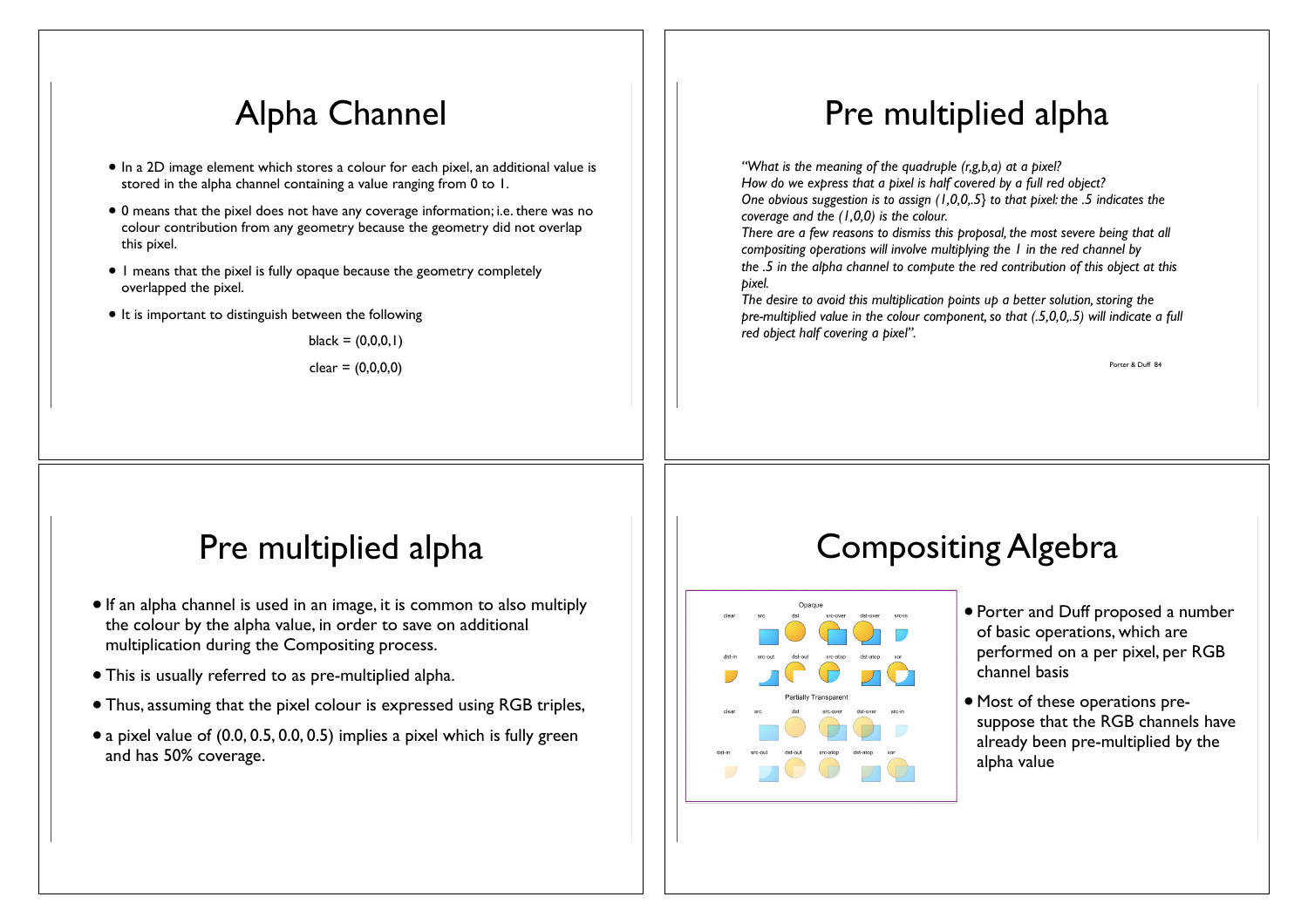# Alpha Channel

- In a 2D image element which stores a colour for each pixel, an additional value is stored in the alpha channel containing a value ranging from 0 to 1.
- 0 means that the pixel does not have any coverage information; i.e. there was no colour contribution from any geometry because the geometry did not overlap this pixel.
- 1 means that the pixel is fully opaque because the geometry completely overlapped the pixel.
- It is important to distinguish between the following

black = (0,0,0,1)

clear = (0,0,0,0)

# Pre multiplied alpha

*"What is the meaning of the quadruple (r,g,b,a) at a pixel?*
*How do we express that a pixel is half covered by a full red object?*
*One obvious suggestion is to assign (1,0,0,.5} to that pixel: the .5 indicates the coverage and the (1,0,0) is the colour.*
*There are a few reasons to dismiss this proposal, the most severe being that all compositing operations will involve multiplying the 1 in the red channel by the .5 in the alpha channel to compute the red contribution of this object at this pixel.*
*The desire to avoid this multiplication points up a better solution, storing the pre-multiplied value in the colour component, so that (.5,0,0,.5) will indicate a full red object half covering a pixel".*

Porter & Duff 84

# Pre multiplied alpha

- If an alpha channel is used in an image, it is common to also multiply the colour by the alpha value, in order to save on additional multiplication during the Compositing process.
- This is usually referred to as pre-multiplied alpha.
- Thus, assuming that the pixel colour is expressed using RGB triples,
- a pixel value of (0.0, 0.5, 0.0, 0.5) implies a pixel which is fully green and has 50% coverage.

# Compositing Algebra

Opaque

clear src dst src-over dst-over src-in

dst-in src-out dst-out src-atop dst-atop xor

Partially Transparent

clear src dst src-over dst-over src-in

dst-in src-out dst-out src-atop dst-atop xor

- Porter and Duff proposed a number of basic operations, which are performed on a per pixel, per RGB channel basis
- Most of these operations pre-suppose that the RGB channels have already been pre-multiplied by the alpha value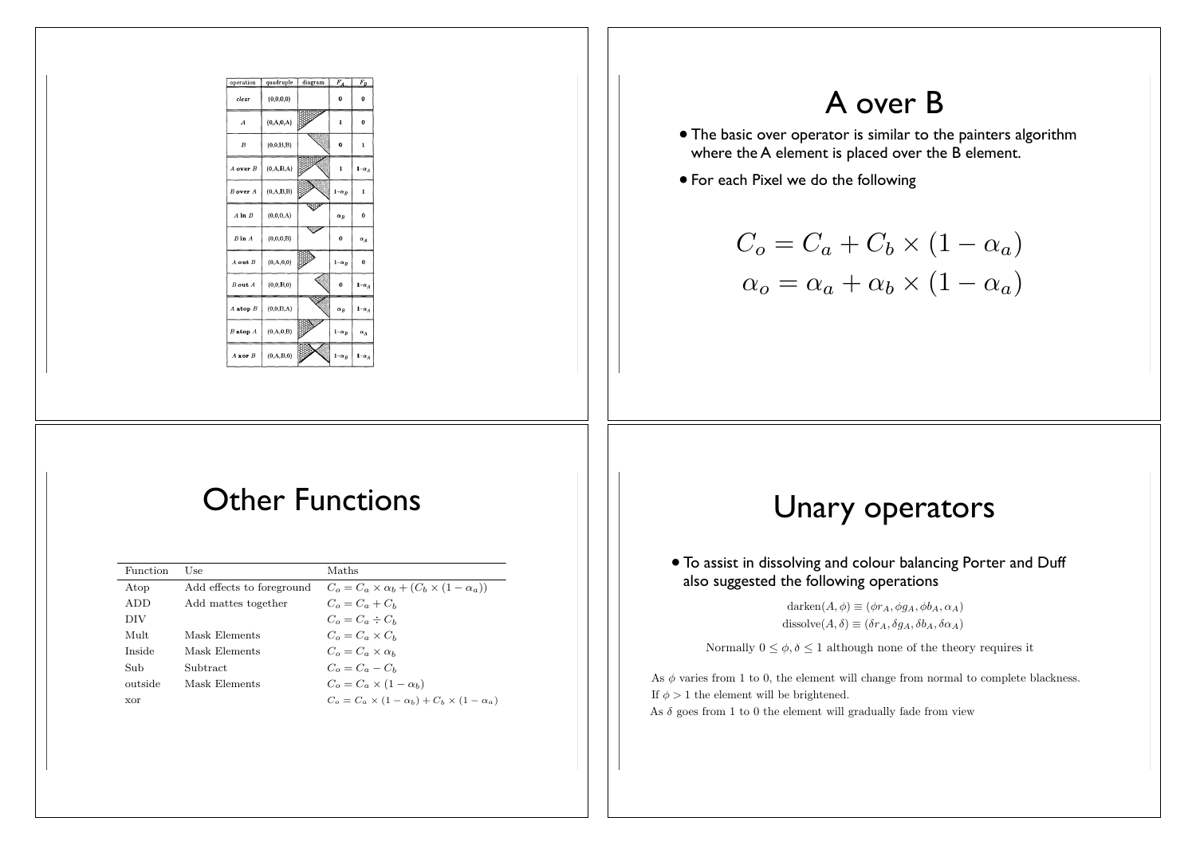| operation | quadruple | diagram | $F_A$ | $F_B$ |
|---|---|---|---|---|
| *clear* | (0,0,0,0) | | 0 | 0 |
| $A$ | (0,A,0,A) | | 1 | 0 |
| $B$ | (0,0,B,B) | | 0 | 1 |
| $A$ **over** $B$ | (0,A,B,A) | | 1 | $1-\alpha_A$ |
| $B$ **over** $A$ | (0,A,B,B) | | $1-\alpha_B$ | 1 |
| $A$ **in** $B$ | (0,0,0,A) | | $\alpha_B$ | 0 |
| $B$ **in** $A$ | (0,0,0,B) | | 0 | $\alpha_A$ |
| $A$ **out** $B$ | (0,A,0,0) | | $1-\alpha_B$ | 0 |
| $B$ **out** $A$ | (0,0,B,0) | | 0 | $1-\alpha_A$ |
| $A$ **atop** $B$ | (0,0,B,A) | | $\alpha_B$ | $1-\alpha_A$ |
| $B$ **atop** $A$ | (0,A,0,B) | | $1-\alpha_B$ | $\alpha_A$ |
| $A$ **xor** $B$ | (0,A,B,0) | | $1-\alpha_B$ | $1-\alpha_A$ |

# A over B

- The basic over operator is similar to the painters algorithm where the A element is placed over the B element.
- For each Pixel we do the following

$$C_o = C_a + C_b \times (1 - \alpha_a)$$
$$\alpha_o = \alpha_a + \alpha_b \times (1 - \alpha_a)$$

# Other Functions

| Function | Use | Maths |
|---|---|---|
| Atop | Add effects to foreground | $C_o = C_a \times \alpha_b + (C_b \times (1 - \alpha_a))$ |
| ADD | Add mattes together | $C_o = C_a + C_b$ |
| DIV | | $C_o = C_a \div C_b$ |
| Mult | Mask Elements | $C_o = C_a \times C_b$ |
| Inside | Mask Elements | $C_o = C_a \times \alpha_b$ |
| Sub | Subtract | $C_o = C_a - C_b$ |
| outside | Mask Elements | $C_o = C_a \times (1 - \alpha_b)$ |
| xor | | $C_o = C_a \times (1 - \alpha_b) + C_b \times (1 - \alpha_a)$ |

# Unary operators

- To assist in dissolving and colour balancing Porter and Duff also suggested the following operations

$$\text{darken}(A, \phi) \equiv (\phi r_A, \phi g_A, \phi b_A, \alpha_A)$$
$$\text{dissolve}(A, \delta) \equiv (\delta r_A, \delta g_A, \delta b_A, \delta \alpha_A)$$

Normally $0 \leq \phi, \delta \leq 1$ although none of the theory requires it

As $\phi$ varies from 1 to 0, the element will change from normal to complete blackness.
If $\phi > 1$ the element will be brightened.
As $\delta$ goes from 1 to 0 the element will gradually fade from view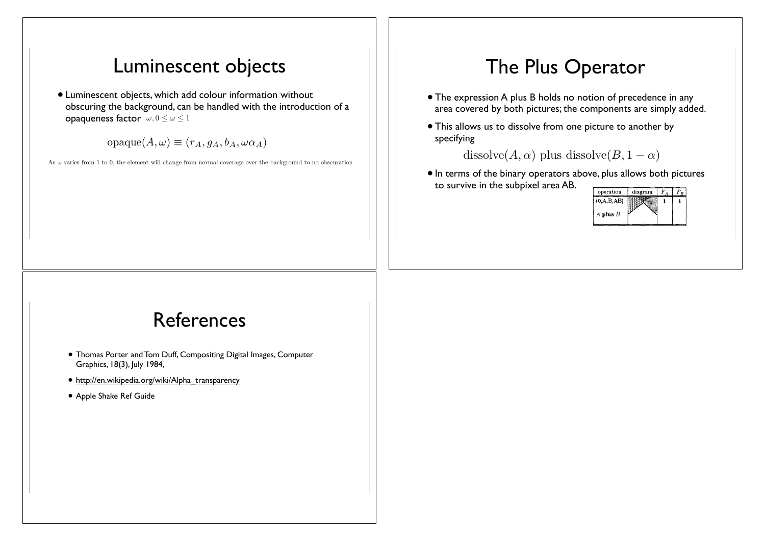# Luminescent objects

- Luminescent objects, which add colour information without obscuring the background, can be handled with the introduction of a opaqueness factor $\omega, 0 \leq \omega \leq 1$

$$\text{opaque}(A, \omega) \equiv (r_A, g_A, b_A, \omega\alpha_A)$$

As $\omega$ varies from 1 to 0, the element will change from normal coverage over the background to no obscuration

# The Plus Operator

- The expression A plus B holds no notion of precedence in any area covered by both pictures; the components are simply added.
- This allows us to dissolve from one picture to another by specifying

$$\text{dissolve}(A, \alpha) \text{ plus } \text{dissolve}(B, 1 - \alpha)$$

- In terms of the binary operators above, plus allows both pictures to survive in the subpixel area AB.

| operation | diagram | $F_A$ | $F_B$ |
|---|---|---|---|
| (0,A,B,AB) | | 1 | 1 |
| $A$ **plus** $B$ | | | |

# References

- Thomas Porter and Tom Duff, Compositing Digital Images, Computer Graphics, 18(3), July 1984,
- http://en.wikipedia.org/wiki/Alpha_transparency
- Apple Shake Ref Guide